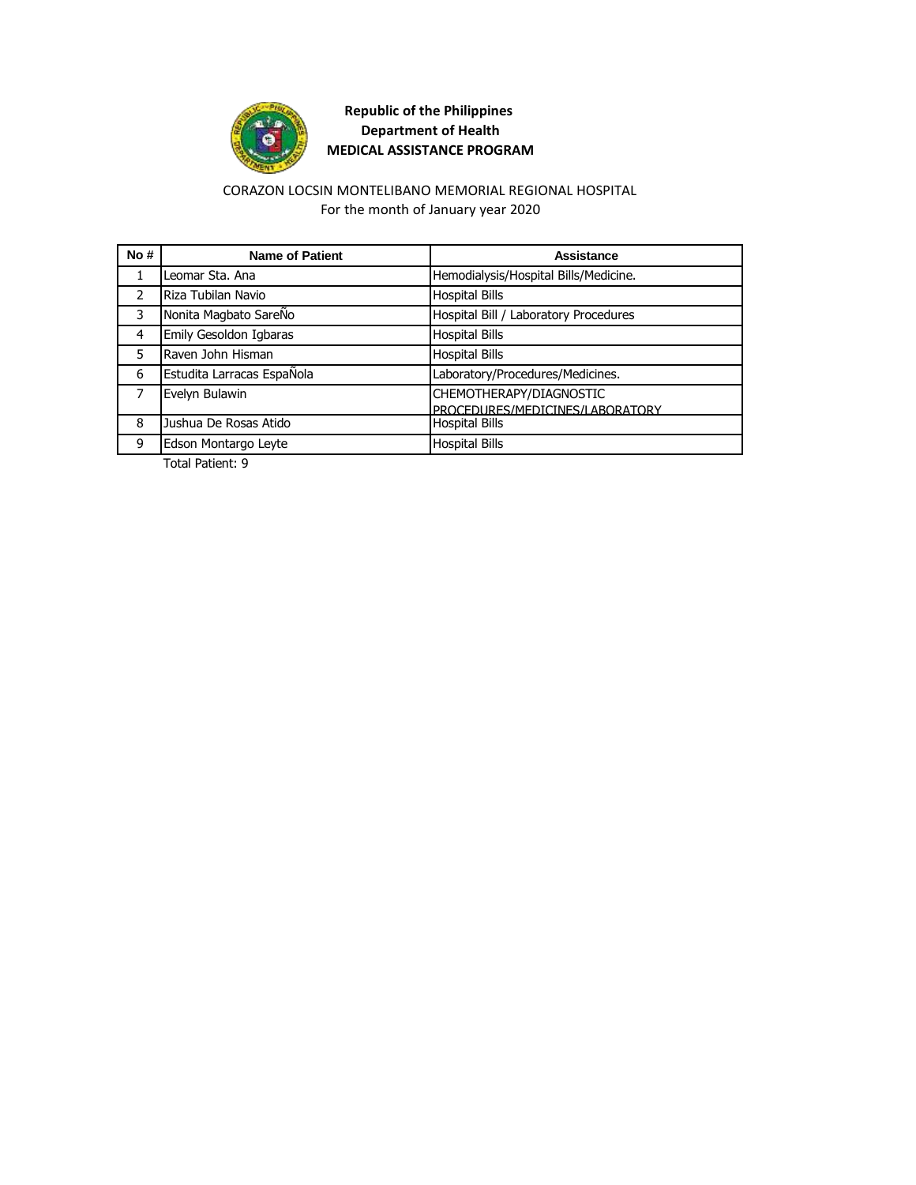**Republic of the Philippines**
**Department of Health**
**MEDICAL ASSISTANCE PROGRAM**

CORAZON LOCSIN MONTELIBANO MEMORIAL REGIONAL HOSPITAL
For the month of January year 2020

| No # | Name of Patient | Assistance |
|---|---|---|
| 1 | Leomar Sta. Ana | Hemodialysis/Hospital Bills/Medicine. |
| 2 | Riza Tubilan Navio | Hospital Bills |
| 3 | Nonita Magbato SareÑo | Hospital Bill / Laboratory Procedures |
| 4 | Emily Gesoldon Igbaras | Hospital Bills |
| 5 | Raven John Hisman | Hospital Bills |
| 6 | Estudita Larracas EspaÑola | Laboratory/Procedures/Medicines. |
| 7 | Evelyn Bulawin | CHEMOTHERAPY/DIAGNOSTIC PROCEDURES/MEDICINES/LABORATORY |
| 8 | Jushua De Rosas Atido | Hospital Bills |
| 9 | Edson Montargo Leyte | Hospital Bills |

Total Patient: 9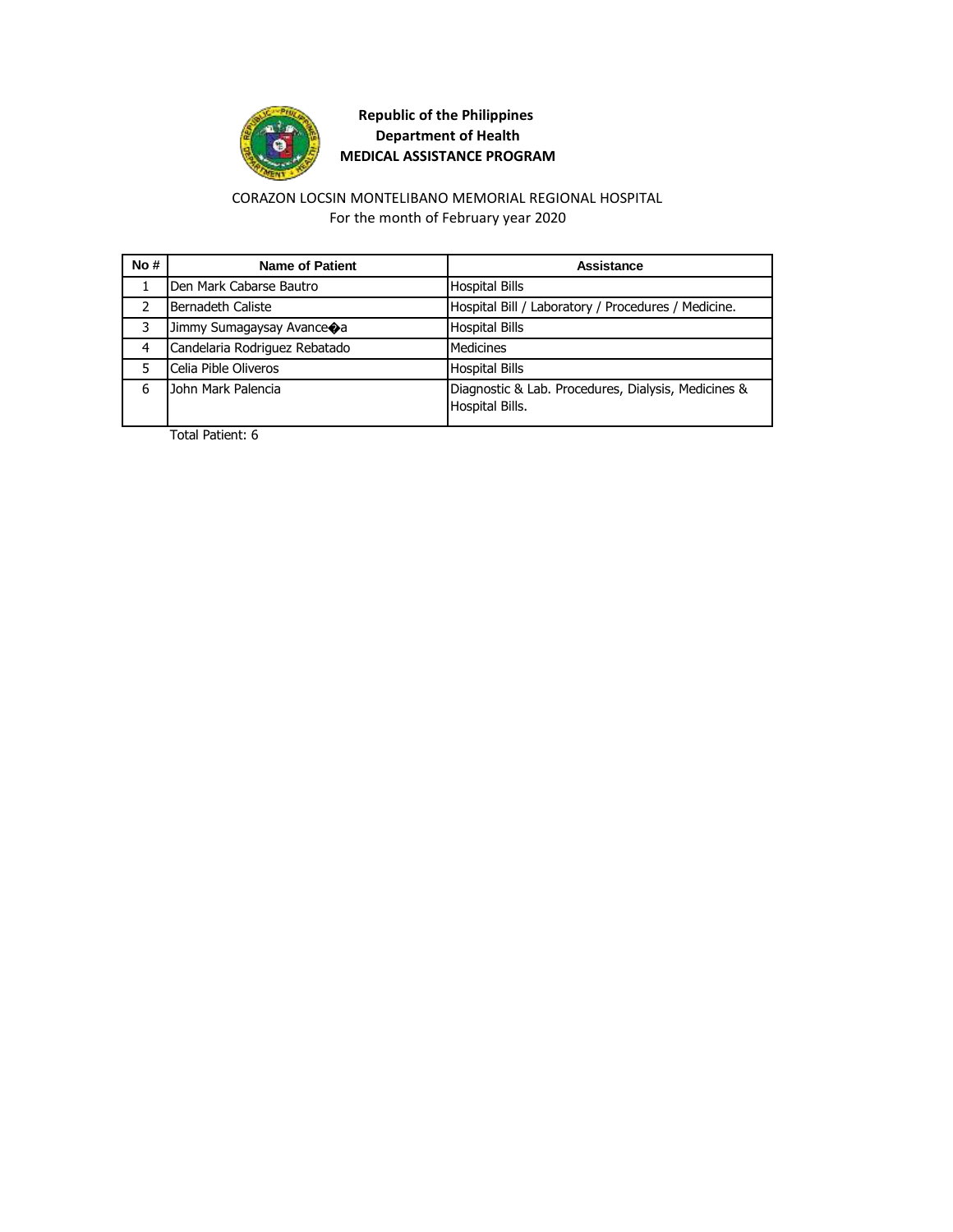**Republic of the Philippines**
**Department of Health**
**MEDICAL ASSISTANCE PROGRAM**

CORAZON LOCSIN MONTELIBANO MEMORIAL REGIONAL HOSPITAL
For the month of February year 2020

| No # | Name of Patient | Assistance |
|---|---|---|
| 1 | Den Mark Cabarse Bautro | Hospital Bills |
| 2 | Bernadeth Caliste | Hospital Bill / Laboratory / Procedures / Medicine. |
| 3 | Jimmy Sumagaysay Avance�a | Hospital Bills |
| 4 | Candelaria Rodriguez Rebatado | Medicines |
| 5 | Celia Pible Oliveros | Hospital Bills |
| 6 | John Mark Palencia | Diagnostic & Lab. Procedures, Dialysis, Medicines & Hospital Bills. |

Total Patient: 6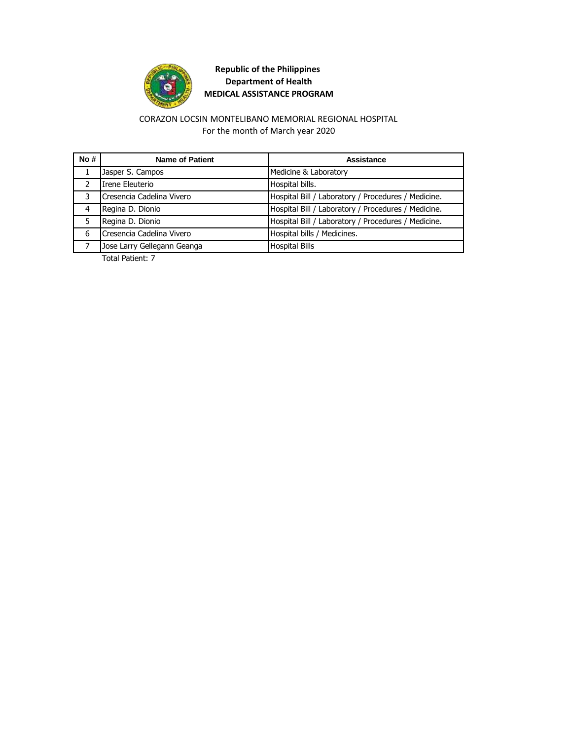**Republic of the Philippines**
**Department of Health**
**MEDICAL ASSISTANCE PROGRAM**

CORAZON LOCSIN MONTELIBANO MEMORIAL REGIONAL HOSPITAL
For the month of March year 2020

| No # | Name of Patient | Assistance |
|---|---|---|
| 1 | Jasper S. Campos | Medicine & Laboratory |
| 2 | Irene Eleuterio | Hospital bills. |
| 3 | Cresencia Cadelina Vivero | Hospital Bill / Laboratory / Procedures / Medicine. |
| 4 | Regina D. Dionio | Hospital Bill / Laboratory / Procedures / Medicine. |
| 5 | Regina D. Dionio | Hospital Bill / Laboratory / Procedures / Medicine. |
| 6 | Cresencia Cadelina Vivero | Hospital bills / Medicines. |
| 7 | Jose Larry Gellegann Geanga | Hospital Bills |

Total Patient: 7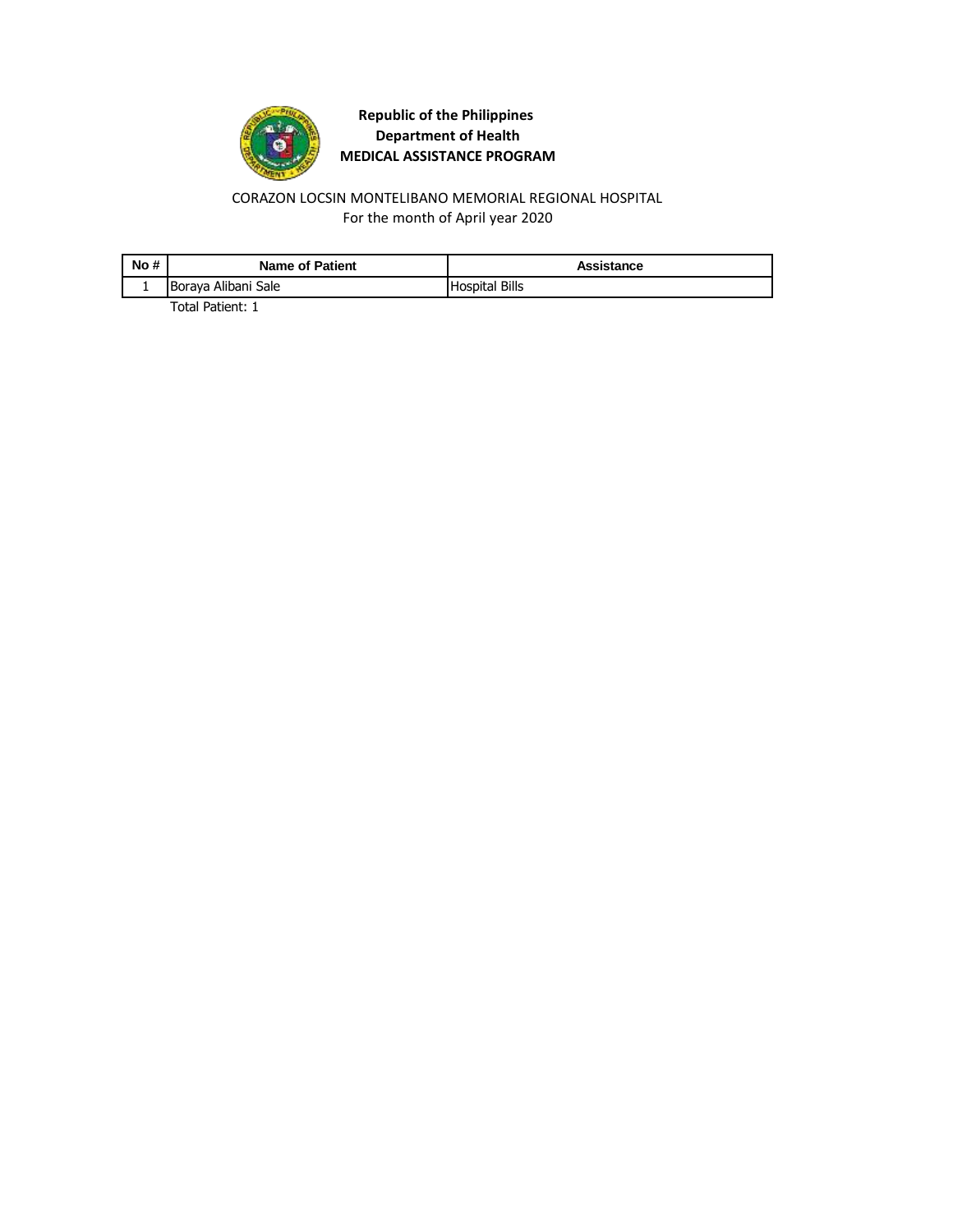**Republic of the Philippines**
**Department of Health**
**MEDICAL ASSISTANCE PROGRAM**

CORAZON LOCSIN MONTELIBANO MEMORIAL REGIONAL HOSPITAL
For the month of April year 2020

| No # | Name of Patient | Assistance |
|---|---|---|
| 1 | Boraya Alibani Sale | Hospital Bills |

Total Patient: 1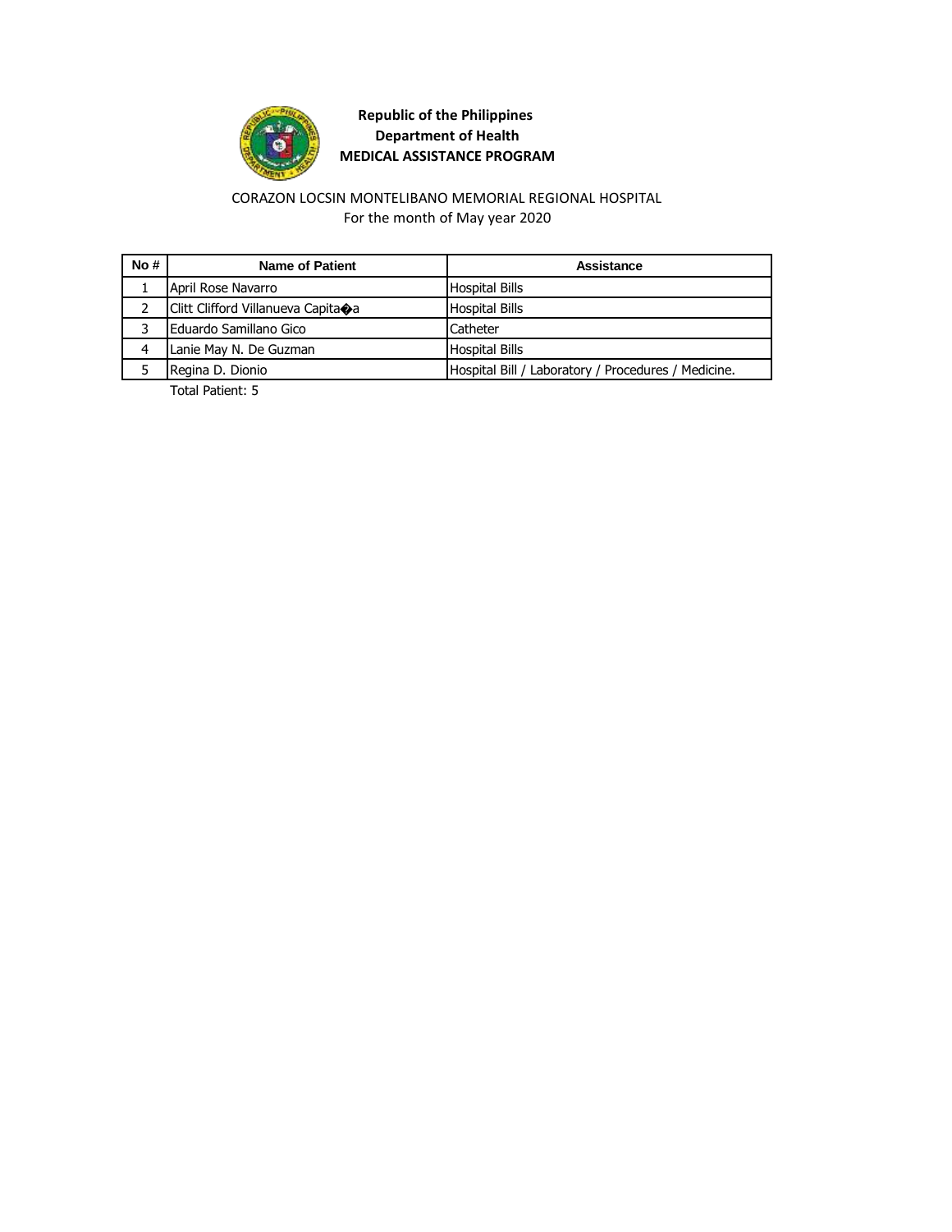**Republic of the Philippines**
**Department of Health**
**MEDICAL ASSISTANCE PROGRAM**

CORAZON LOCSIN MONTELIBANO MEMORIAL REGIONAL HOSPITAL
For the month of May year 2020

| No # | Name of Patient | Assistance |
|---|---|---|
| 1 | April Rose Navarro | Hospital Bills |
| 2 | Clitt Clifford Villanueva Capita�a | Hospital Bills |
| 3 | Eduardo Samillano Gico | Catheter |
| 4 | Lanie May N. De Guzman | Hospital Bills |
| 5 | Regina D. Dionio | Hospital Bill / Laboratory / Procedures / Medicine. |

Total Patient: 5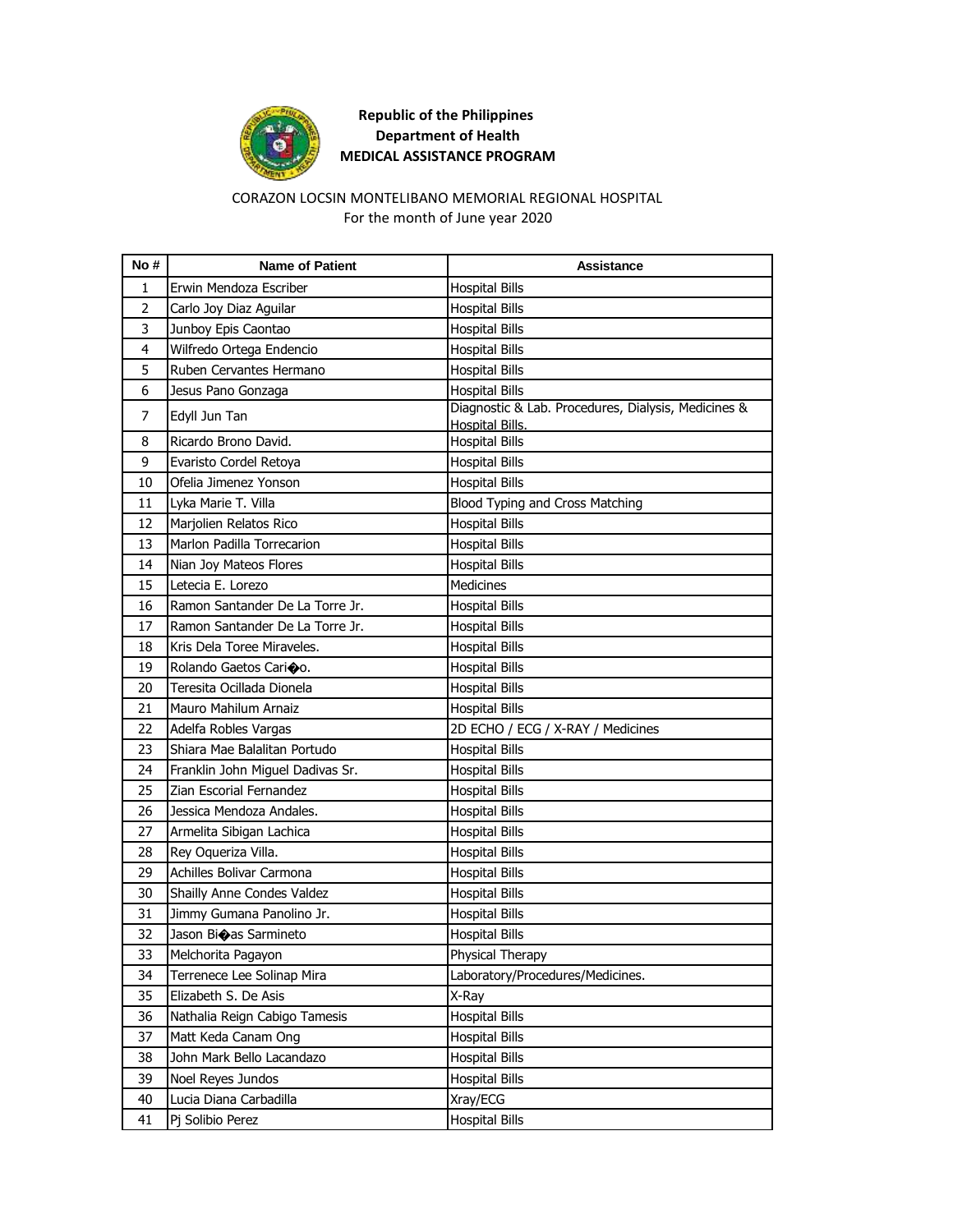**Republic of the Philippines**
**Department of Health**
**MEDICAL ASSISTANCE PROGRAM**

CORAZON LOCSIN MONTELIBANO MEMORIAL REGIONAL HOSPITAL
For the month of June year 2020

| No # | Name of Patient | Assistance |
|---|---|---|
| 1 | Erwin Mendoza Escriber | Hospital Bills |
| 2 | Carlo Joy Diaz Aguilar | Hospital Bills |
| 3 | Junboy Epis Caontao | Hospital Bills |
| 4 | Wilfredo Ortega Endencio | Hospital Bills |
| 5 | Ruben Cervantes Hermano | Hospital Bills |
| 6 | Jesus Pano Gonzaga | Hospital Bills |
| 7 | Edyll Jun Tan | Diagnostic & Lab. Procedures, Dialysis, Medicines & Hospital Bills. |
| 8 | Ricardo Brono David. | Hospital Bills |
| 9 | Evaristo Cordel Retoya | Hospital Bills |
| 10 | Ofelia Jimenez Yonson | Hospital Bills |
| 11 | Lyka Marie T. Villa | Blood Typing and Cross Matching |
| 12 | Marjolien Relatos Rico | Hospital Bills |
| 13 | Marlon Padilla Torrecarion | Hospital Bills |
| 14 | Nian Joy Mateos Flores | Hospital Bills |
| 15 | Letecia E. Lorezo | Medicines |
| 16 | Ramon Santander De La Torre Jr. | Hospital Bills |
| 17 | Ramon Santander De La Torre Jr. | Hospital Bills |
| 18 | Kris Dela Toree Miraveles. | Hospital Bills |
| 19 | Rolando Gaetos Cari�o. | Hospital Bills |
| 20 | Teresita Ocillada Dionela | Hospital Bills |
| 21 | Mauro Mahilum Arnaiz | Hospital Bills |
| 22 | Adelfa Robles Vargas | 2D ECHO / ECG / X-RAY / Medicines |
| 23 | Shiara Mae Balalitan Portudo | Hospital Bills |
| 24 | Franklin John Miguel Dadivas Sr. | Hospital Bills |
| 25 | Zian Escorial Fernandez | Hospital Bills |
| 26 | Jessica Mendoza Andales. | Hospital Bills |
| 27 | Armelita Sibigan Lachica | Hospital Bills |
| 28 | Rey Oqueriza Villa. | Hospital Bills |
| 29 | Achilles Bolivar Carmona | Hospital Bills |
| 30 | Shailly Anne Condes Valdez | Hospital Bills |
| 31 | Jimmy Gumana Panolino Jr. | Hospital Bills |
| 32 | Jason Bi�as Sarmineto | Hospital Bills |
| 33 | Melchorita Pagayon | Physical Therapy |
| 34 | Terrenece Lee Solinap Mira | Laboratory/Procedures/Medicines. |
| 35 | Elizabeth S. De Asis | X-Ray |
| 36 | Nathalia Reign Cabigo Tamesis | Hospital Bills |
| 37 | Matt Keda Canam Ong | Hospital Bills |
| 38 | John Mark Bello Lacandazo | Hospital Bills |
| 39 | Noel Reyes Jundos | Hospital Bills |
| 40 | Lucia Diana Carbadilla | Xray/ECG |
| 41 | Pj Solibio Perez | Hospital Bills |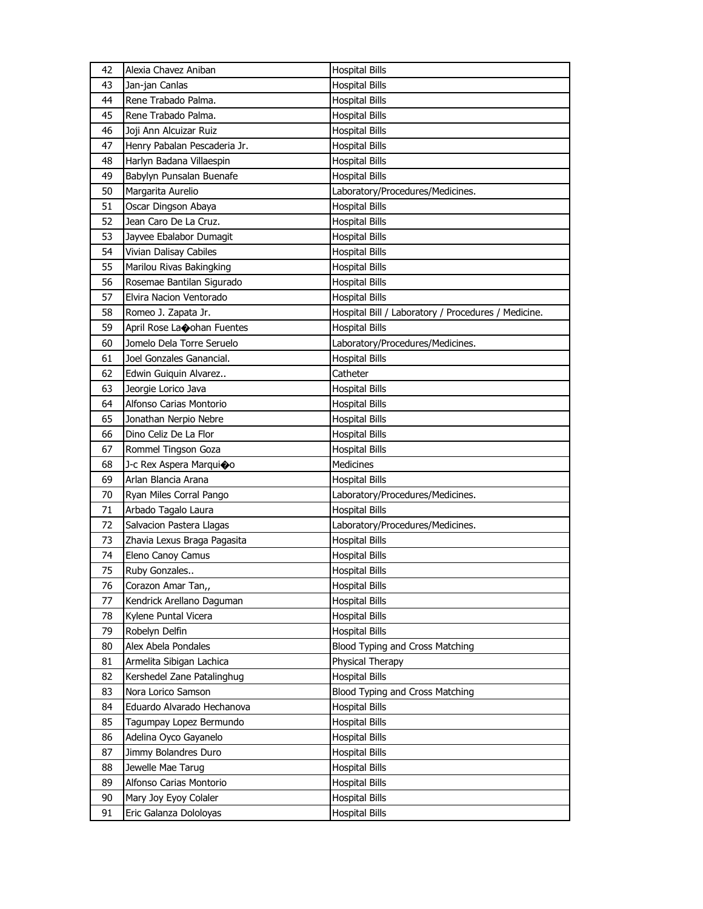| 42 | Alexia Chavez Aniban | Hospital Bills |
|---|---|---|
| 43 | Jan-jan Canlas | Hospital Bills |
| 44 | Rene Trabado Palma. | Hospital Bills |
| 45 | Rene Trabado Palma. | Hospital Bills |
| 46 | Joji Ann Alcuizar Ruiz | Hospital Bills |
| 47 | Henry Pabalan Pescaderia Jr. | Hospital Bills |
| 48 | Harlyn Badana Villaespin | Hospital Bills |
| 49 | Babylyn Punsalan Buenafe | Hospital Bills |
| 50 | Margarita Aurelio | Laboratory/Procedures/Medicines. |
| 51 | Oscar Dingson Abaya | Hospital Bills |
| 52 | Jean Caro De La Cruz. | Hospital Bills |
| 53 | Jayvee Ebalabor Dumagit | Hospital Bills |
| 54 | Vivian Dalisay Cabiles | Hospital Bills |
| 55 | Marilou Rivas Bakingking | Hospital Bills |
| 56 | Rosemae Bantilan Sigurado | Hospital Bills |
| 57 | Elvira Nacion Ventorado | Hospital Bills |
| 58 | Romeo J. Zapata Jr. | Hospital Bill / Laboratory / Procedures / Medicine. |
| 59 | April Rose La�ohan Fuentes | Hospital Bills |
| 60 | Jomelo Dela Torre Seruelo | Laboratory/Procedures/Medicines. |
| 61 | Joel Gonzales Ganancial. | Hospital Bills |
| 62 | Edwin Guiquin Alvarez.. | Catheter |
| 63 | Jeorgie Lorico Java | Hospital Bills |
| 64 | Alfonso Carias Montorio | Hospital Bills |
| 65 | Jonathan Nerpio Nebre | Hospital Bills |
| 66 | Dino Celiz De La Flor | Hospital Bills |
| 67 | Rommel Tingson Goza | Hospital Bills |
| 68 | J-c Rex Aspera Marqui�o | Medicines |
| 69 | Arlan Blancia Arana | Hospital Bills |
| 70 | Ryan Miles Corral Pango | Laboratory/Procedures/Medicines. |
| 71 | Arbado Tagalo Laura | Hospital Bills |
| 72 | Salvacion Pastera Llagas | Laboratory/Procedures/Medicines. |
| 73 | Zhavia Lexus Braga Pagasita | Hospital Bills |
| 74 | Eleno Canoy Camus | Hospital Bills |
| 75 | Ruby Gonzales.. | Hospital Bills |
| 76 | Corazon Amar Tan,, | Hospital Bills |
| 77 | Kendrick Arellano Daguman | Hospital Bills |
| 78 | Kylene Puntal Vicera | Hospital Bills |
| 79 | Robelyn Delfin | Hospital Bills |
| 80 | Alex Abela Pondales | Blood Typing and Cross Matching |
| 81 | Armelita Sibigan Lachica | Physical Therapy |
| 82 | Kershedel Zane Patalinghug | Hospital Bills |
| 83 | Nora Lorico Samson | Blood Typing and Cross Matching |
| 84 | Eduardo Alvarado Hechanova | Hospital Bills |
| 85 | Tagumpay Lopez Bermundo | Hospital Bills |
| 86 | Adelina Oyco Gayanelo | Hospital Bills |
| 87 | Jimmy Bolandres Duro | Hospital Bills |
| 88 | Jewelle Mae Tarug | Hospital Bills |
| 89 | Alfonso Carias Montorio | Hospital Bills |
| 90 | Mary Joy Eyoy Colaler | Hospital Bills |
| 91 | Eric Galanza Dololoyas | Hospital Bills |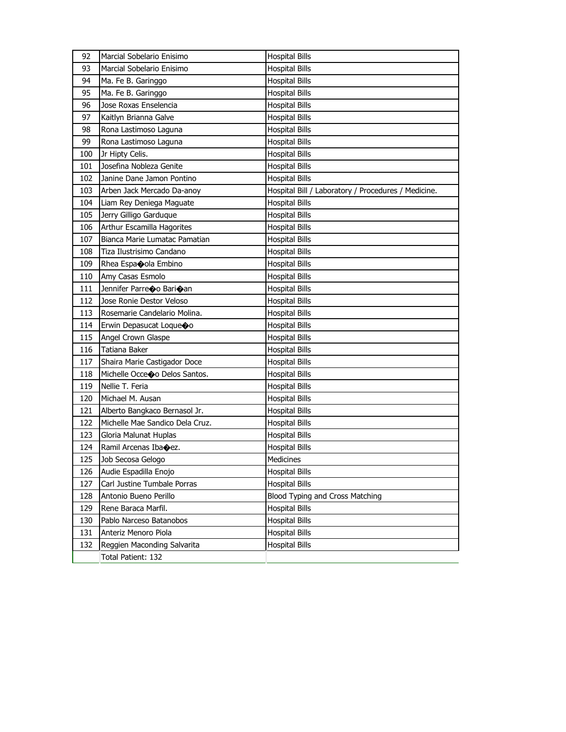| 92 | Marcial Sobelario Enisimo | Hospital Bills |
|---|---|---|
| 93 | Marcial Sobelario Enisimo | Hospital Bills |
| 94 | Ma. Fe B. Garinggo | Hospital Bills |
| 95 | Ma. Fe B. Garinggo | Hospital Bills |
| 96 | Jose Roxas Enselencia | Hospital Bills |
| 97 | Kaitlyn Brianna Galve | Hospital Bills |
| 98 | Rona Lastimoso Laguna | Hospital Bills |
| 99 | Rona Lastimoso Laguna | Hospital Bills |
| 100 | Jr Hipty Celis. | Hospital Bills |
| 101 | Josefina Nobleza Genite | Hospital Bills |
| 102 | Janine Dane Jamon Pontino | Hospital Bills |
| 103 | Arben Jack Mercado Da-anoy | Hospital Bill / Laboratory / Procedures / Medicine. |
| 104 | Liam Rey Deniega Maguate | Hospital Bills |
| 105 | Jerry Gilligo Garduque | Hospital Bills |
| 106 | Arthur Escamilla Hagorites | Hospital Bills |
| 107 | Bianca Marie Lumatac Pamatian | Hospital Bills |
| 108 | Tiza Ilustrisimo Candano | Hospital Bills |
| 109 | Rhea Espa�ola Embino | Hospital Bills |
| 110 | Amy Casas Esmolo | Hospital Bills |
| 111 | Jennifer Parre�o Bari�an | Hospital Bills |
| 112 | Jose Ronie Destor Veloso | Hospital Bills |
| 113 | Rosemarie Candelario Molina. | Hospital Bills |
| 114 | Erwin Depasucat Loque�o | Hospital Bills |
| 115 | Angel Crown Glaspe | Hospital Bills |
| 116 | Tatiana Baker | Hospital Bills |
| 117 | Shaira Marie Castigador Doce | Hospital Bills |
| 118 | Michelle Occe�o Delos Santos. | Hospital Bills |
| 119 | Nellie T. Feria | Hospital Bills |
| 120 | Michael M. Ausan | Hospital Bills |
| 121 | Alberto Bangkaco Bernasol Jr. | Hospital Bills |
| 122 | Michelle Mae Sandico Dela Cruz. | Hospital Bills |
| 123 | Gloria Malunat Huplas | Hospital Bills |
| 124 | Ramil Arcenas Iba�ez. | Hospital Bills |
| 125 | Job Secosa Gelogo | Medicines |
| 126 | Audie Espadilla Enojo | Hospital Bills |
| 127 | Carl Justine Tumbale Porras | Hospital Bills |
| 128 | Antonio Bueno Perillo | Blood Typing and Cross Matching |
| 129 | Rene Baraca Marfil. | Hospital Bills |
| 130 | Pablo Narceso Batanobos | Hospital Bills |
| 131 | Anteriz Menoro Piola | Hospital Bills |
| 132 | Reggien Maconding Salvarita | Hospital Bills |
| | Total Patient: 132 | |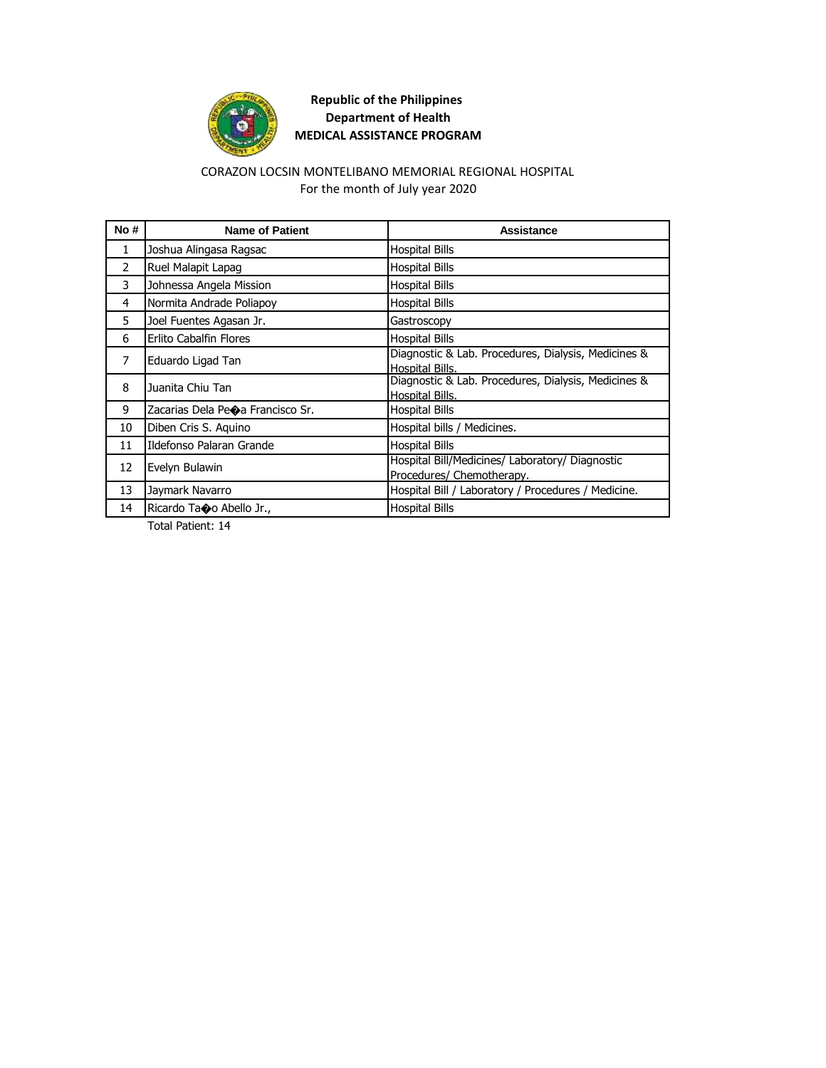**Republic of the Philippines**
**Department of Health**
**MEDICAL ASSISTANCE PROGRAM**

CORAZON LOCSIN MONTELIBANO MEMORIAL REGIONAL HOSPITAL
For the month of July year 2020

| No # | Name of Patient | Assistance |
|---|---|---|
| 1 | Joshua Alingasa Ragsac | Hospital Bills |
| 2 | Ruel Malapit Lapag | Hospital Bills |
| 3 | Johnessa Angela Mission | Hospital Bills |
| 4 | Normita Andrade Poliapoy | Hospital Bills |
| 5 | Joel Fuentes Agasan Jr. | Gastroscopy |
| 6 | Erlito Cabalfin Flores | Hospital Bills |
| 7 | Eduardo Ligad Tan | Diagnostic & Lab. Procedures, Dialysis, Medicines & Hospital Bills. |
| 8 | Juanita Chiu Tan | Diagnostic & Lab. Procedures, Dialysis, Medicines & Hospital Bills. |
| 9 | Zacarias Dela Pe�a Francisco Sr. | Hospital Bills |
| 10 | Diben Cris S. Aquino | Hospital bills / Medicines. |
| 11 | Ildefonso Palaran Grande | Hospital Bills |
| 12 | Evelyn Bulawin | Hospital Bill/Medicines/ Laboratory/ Diagnostic Procedures/ Chemotherapy. |
| 13 | Jaymark Navarro | Hospital Bill / Laboratory / Procedures / Medicine. |
| 14 | Ricardo Ta�o Abello Jr., | Hospital Bills |

Total Patient: 14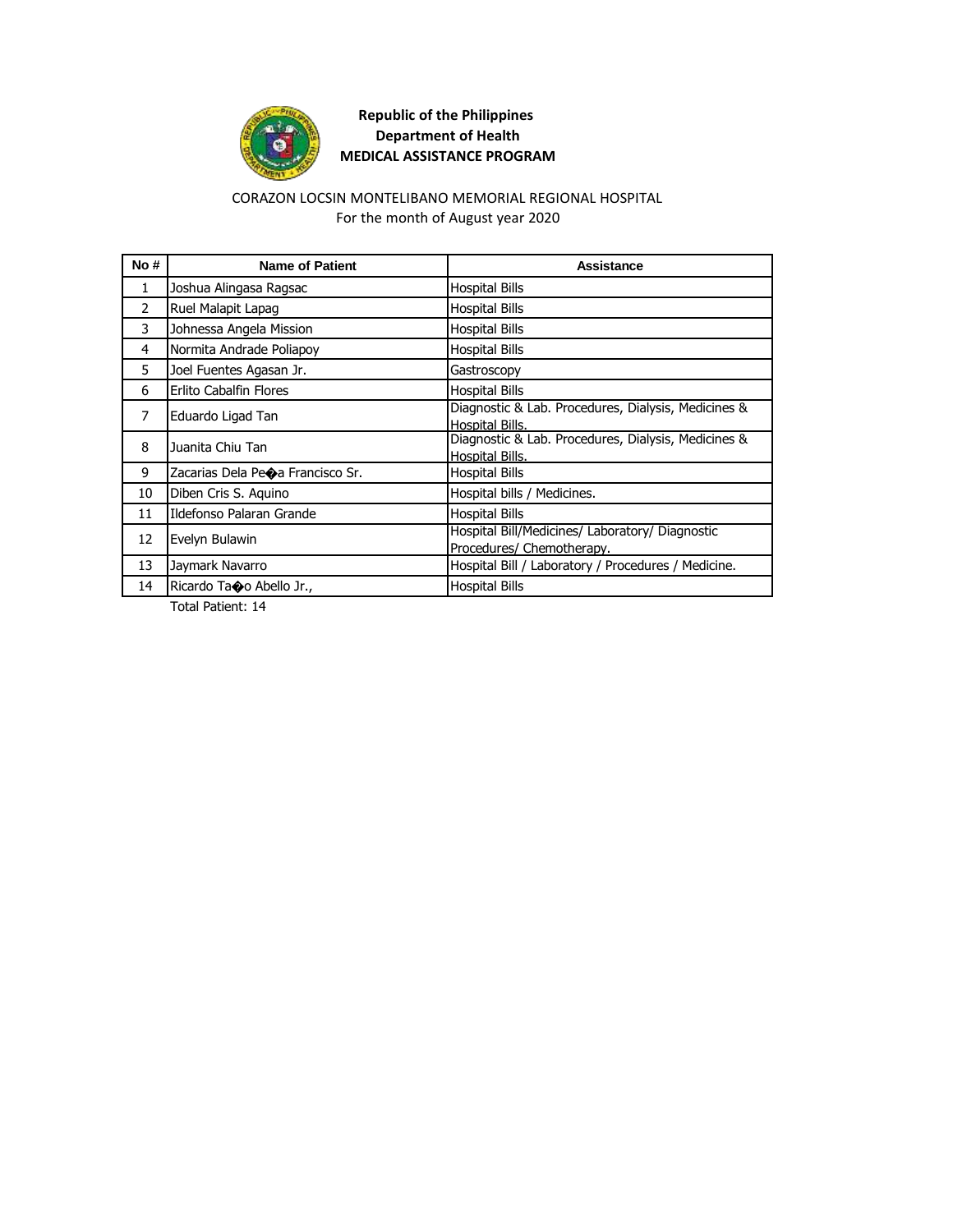**Republic of the Philippines**
**Department of Health**
**MEDICAL ASSISTANCE PROGRAM**

CORAZON LOCSIN MONTELIBANO MEMORIAL REGIONAL HOSPITAL
For the month of August year 2020

| No # | Name of Patient | Assistance |
|---|---|---|
| 1 | Joshua Alingasa Ragsac | Hospital Bills |
| 2 | Ruel Malapit Lapag | Hospital Bills |
| 3 | Johnessa Angela Mission | Hospital Bills |
| 4 | Normita Andrade Poliapoy | Hospital Bills |
| 5 | Joel Fuentes Agasan Jr. | Gastroscopy |
| 6 | Erlito Cabalfin Flores | Hospital Bills |
| 7 | Eduardo Ligad Tan | Diagnostic & Lab. Procedures, Dialysis, Medicines & Hospital Bills. |
| 8 | Juanita Chiu Tan | Diagnostic & Lab. Procedures, Dialysis, Medicines & Hospital Bills. |
| 9 | Zacarias Dela Pe�a Francisco Sr. | Hospital Bills |
| 10 | Diben Cris S. Aquino | Hospital bills / Medicines. |
| 11 | Ildefonso Palaran Grande | Hospital Bills |
| 12 | Evelyn Bulawin | Hospital Bill/Medicines/ Laboratory/ Diagnostic Procedures/ Chemotherapy. |
| 13 | Jaymark Navarro | Hospital Bill / Laboratory / Procedures / Medicine. |
| 14 | Ricardo Ta�o Abello Jr., | Hospital Bills |

Total Patient: 14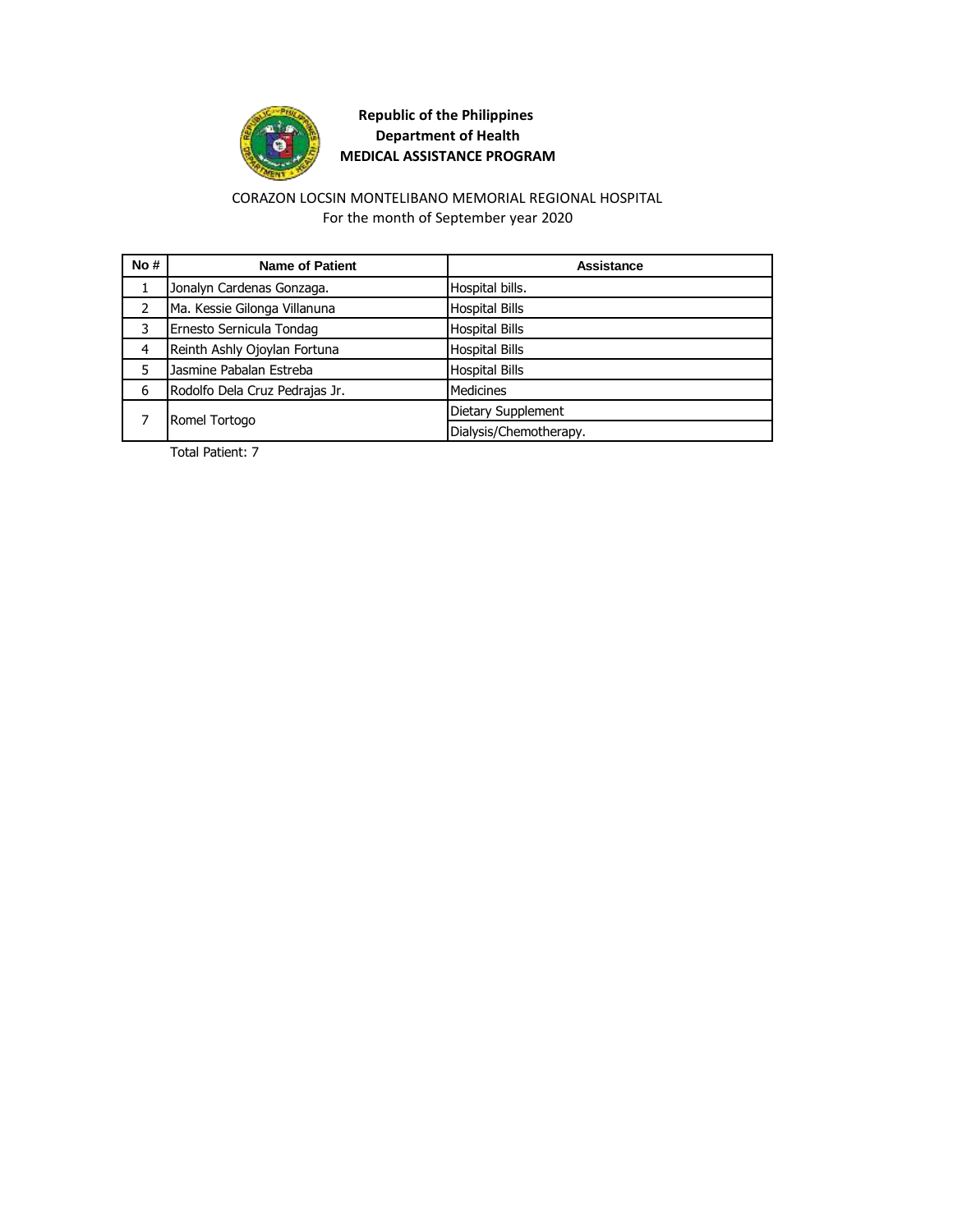**Republic of the Philippines**
**Department of Health**
**MEDICAL ASSISTANCE PROGRAM**

CORAZON LOCSIN MONTELIBANO MEMORIAL REGIONAL HOSPITAL
For the month of September year 2020

| No # | Name of Patient | Assistance |
|---|---|---|
| 1 | Jonalyn Cardenas Gonzaga. | Hospital bills. |
| 2 | Ma. Kessie Gilonga Villanuna | Hospital Bills |
| 3 | Ernesto Sernicula Tondag | Hospital Bills |
| 4 | Reinth Ashly Ojoylan Fortuna | Hospital Bills |
| 5 | Jasmine Pabalan Estreba | Hospital Bills |
| 6 | Rodolfo Dela Cruz Pedrajas Jr. | Medicines |
| 7 | Romel Tortogo | Dietary Supplement |
| | | Dialysis/Chemotherapy. |

Total Patient: 7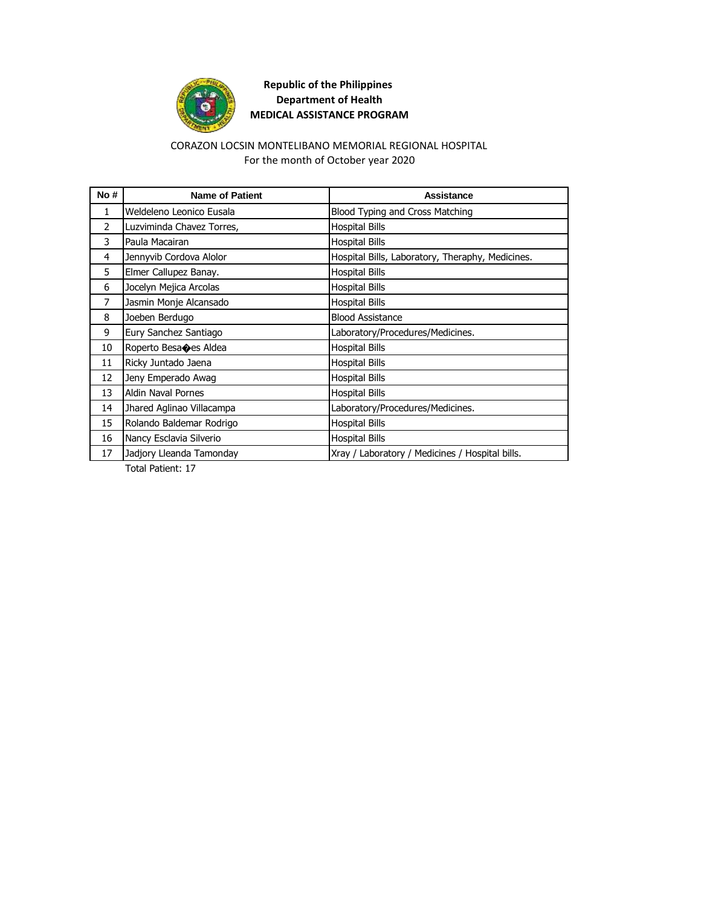**Republic of the Philippines**
**Department of Health**
**MEDICAL ASSISTANCE PROGRAM**

CORAZON LOCSIN MONTELIBANO MEMORIAL REGIONAL HOSPITAL
For the month of October year 2020

| No # | Name of Patient | Assistance |
|---|---|---|
| 1 | Weldeleno Leonico Eusala | Blood Typing and Cross Matching |
| 2 | Luzviminda Chavez Torres, | Hospital Bills |
| 3 | Paula Macairan | Hospital Bills |
| 4 | Jennyvib Cordova Alolor | Hospital Bills, Laboratory, Theraphy, Medicines. |
| 5 | Elmer Callupez Banay. | Hospital Bills |
| 6 | Jocelyn Mejica Arcolas | Hospital Bills |
| 7 | Jasmin Monje Alcansado | Hospital Bills |
| 8 | Joeben Berdugo | Blood Assistance |
| 9 | Eury Sanchez Santiago | Laboratory/Procedures/Medicines. |
| 10 | Roperto Besa�es Aldea | Hospital Bills |
| 11 | Ricky Juntado Jaena | Hospital Bills |
| 12 | Jeny Emperado Awag | Hospital Bills |
| 13 | Aldin Naval Pornes | Hospital Bills |
| 14 | Jhared Aglinao Villacampa | Laboratory/Procedures/Medicines. |
| 15 | Rolando Baldemar Rodrigo | Hospital Bills |
| 16 | Nancy Esclavia Silverio | Hospital Bills |
| 17 | Jadjory Lleanda Tamonday | Xray / Laboratory / Medicines / Hospital bills. |

Total Patient: 17